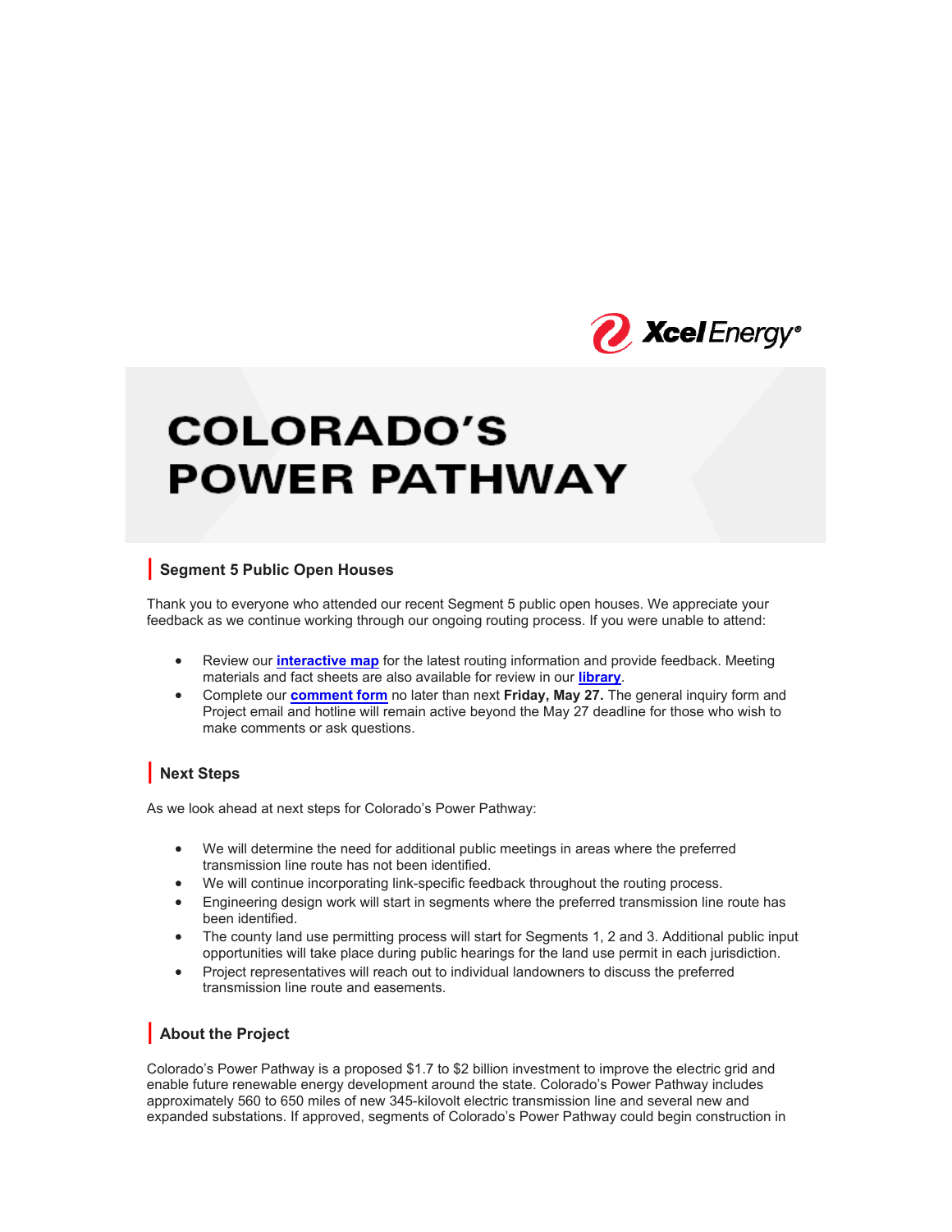Xcel Energy

# COLORADO'S POWER PATHWAY

## Segment 5 Public Open Houses

Thank you to everyone who attended our recent Segment 5 public open houses. We appreciate your feedback as we continue working through our ongoing routing process. If you were unable to attend:

- Review our **interactive map** for the latest routing information and provide feedback. Meeting materials and fact sheets are also available for review in our **library**.
- Complete our **comment form** no later than next **Friday, May 27.** The general inquiry form and Project email and hotline will remain active beyond the May 27 deadline for those who wish to make comments or ask questions.

## Next Steps

As we look ahead at next steps for Colorado's Power Pathway:

- We will determine the need for additional public meetings in areas where the preferred transmission line route has not been identified.
- We will continue incorporating link-specific feedback throughout the routing process.
- Engineering design work will start in segments where the preferred transmission line route has been identified.
- The county land use permitting process will start for Segments 1, 2 and 3. Additional public input opportunities will take place during public hearings for the land use permit in each jurisdiction.
- Project representatives will reach out to individual landowners to discuss the preferred transmission line route and easements.

## About the Project

Colorado's Power Pathway is a proposed $1.7 to $2 billion investment to improve the electric grid and enable future renewable energy development around the state. Colorado's Power Pathway includes approximately 560 to 650 miles of new 345-kilovolt electric transmission line and several new and expanded substations. If approved, segments of Colorado's Power Pathway could begin construction in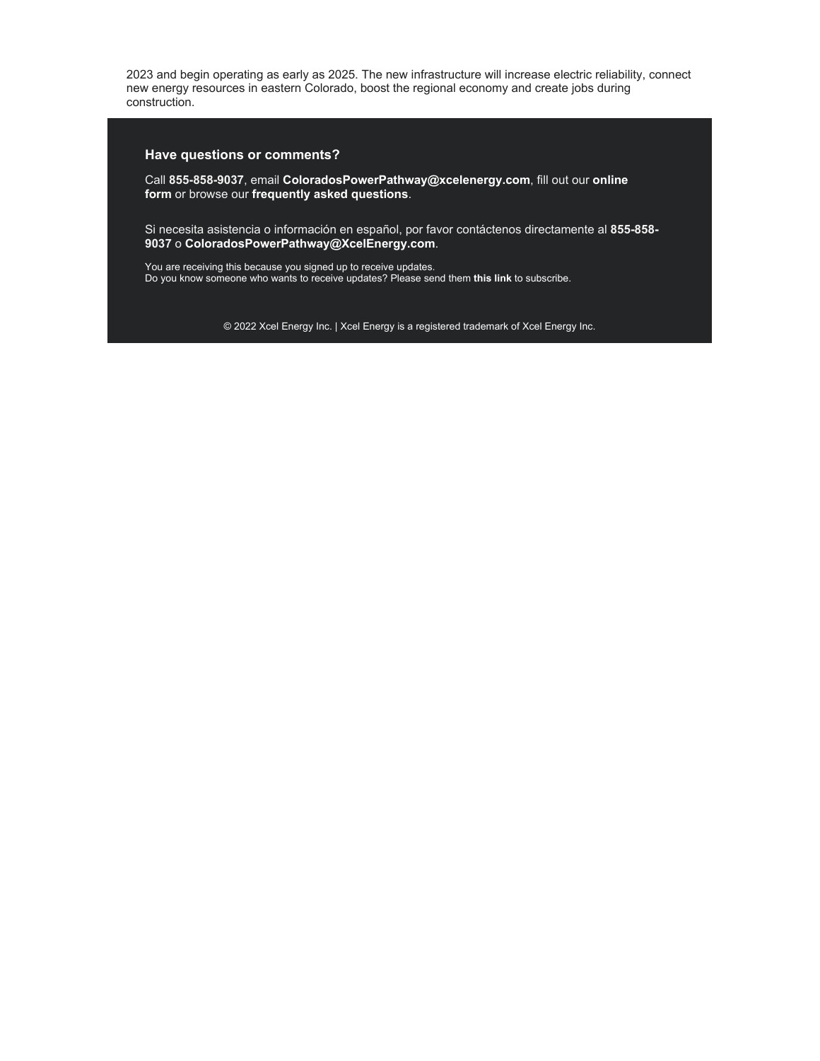2023 and begin operating as early as 2025. The new infrastructure will increase electric reliability, connect new energy resources in eastern Colorado, boost the regional economy and create jobs during construction.

### Have questions or comments?

Call **855-858-9037**, email **ColoradosPowerPathway@xcelenergy.com**, fill out our **online form** or browse our **frequently asked questions**.

Si necesita asistencia o información en español, por favor contáctenos directamente al **855-858-9037** o **ColoradosPowerPathway@XcelEnergy.com**.

You are receiving this because you signed up to receive updates.
Do you know someone who wants to receive updates? Please send them **this link** to subscribe.

© 2022 Xcel Energy Inc. | Xcel Energy is a registered trademark of Xcel Energy Inc.